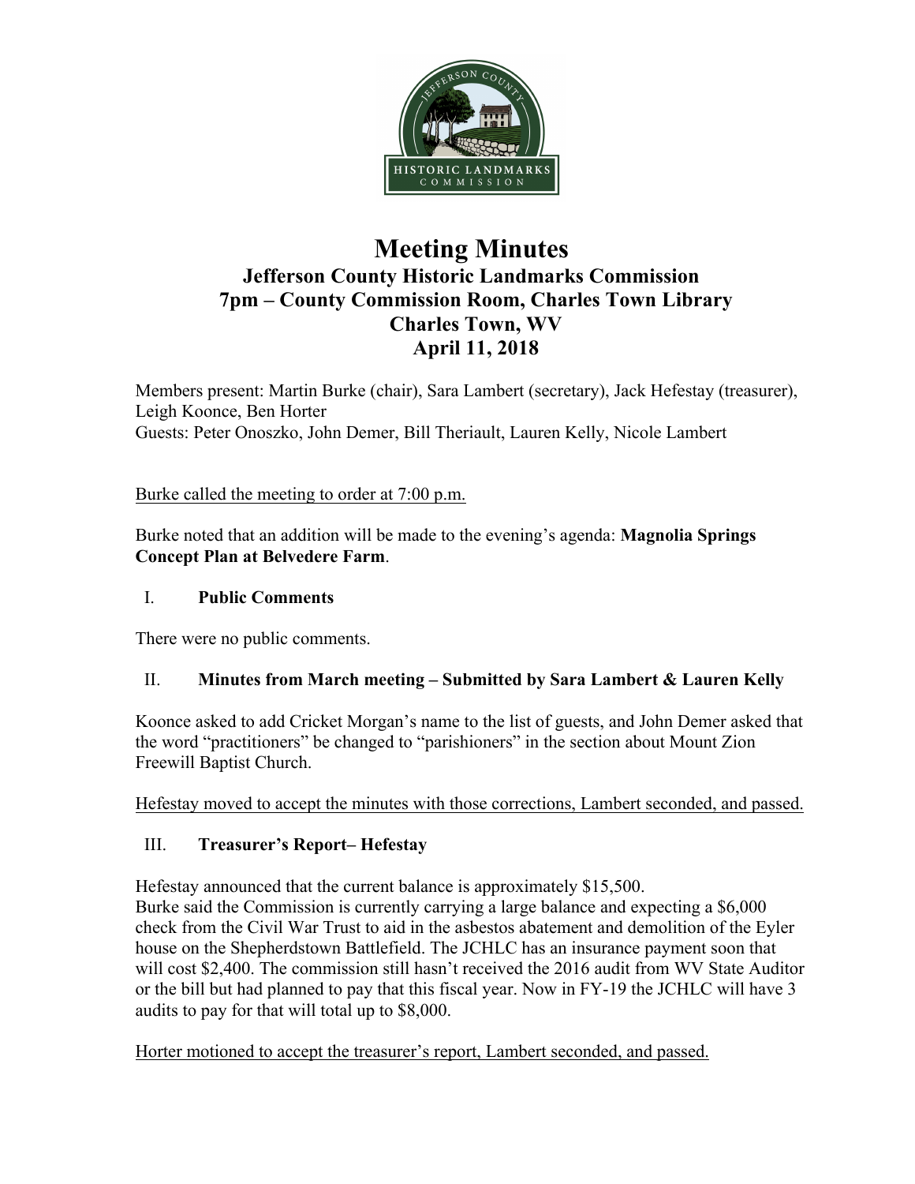# Meeting Minutes

## Jefferson County Historic Landmarks Commission
## 7pm – County Commission Room, Charles Town Library
## Charles Town, WV
## April 11, 2018

Members present: Martin Burke (chair), Sara Lambert (secretary), Jack Hefestay (treasurer), Leigh Koonce, Ben Horter
Guests: Peter Onoszko, John Demer, Bill Theriault, Lauren Kelly, Nicole Lambert

Burke called the meeting to order at 7:00 p.m.

Burke noted that an addition will be made to the evening's agenda: **Magnolia Springs Concept Plan at Belvedere Farm**.

### I. Public Comments

There were no public comments.

### II. Minutes from March meeting – Submitted by Sara Lambert & Lauren Kelly

Koonce asked to add Cricket Morgan's name to the list of guests, and John Demer asked that the word "practitioners" be changed to "parishioners" in the section about Mount Zion Freewill Baptist Church.

Hefestay moved to accept the minutes with those corrections, Lambert seconded, and passed.

### III. Treasurer's Report– Hefestay

Hefestay announced that the current balance is approximately $15,500.
Burke said the Commission is currently carrying a large balance and expecting a $6,000 check from the Civil War Trust to aid in the asbestos abatement and demolition of the Eyler house on the Shepherdstown Battlefield. The JCHLC has an insurance payment soon that will cost $2,400. The commission still hasn't received the 2016 audit from WV State Auditor or the bill but had planned to pay that this fiscal year. Now in FY-19 the JCHLC will have 3 audits to pay for that will total up to $8,000.

Horter motioned to accept the treasurer's report, Lambert seconded, and passed.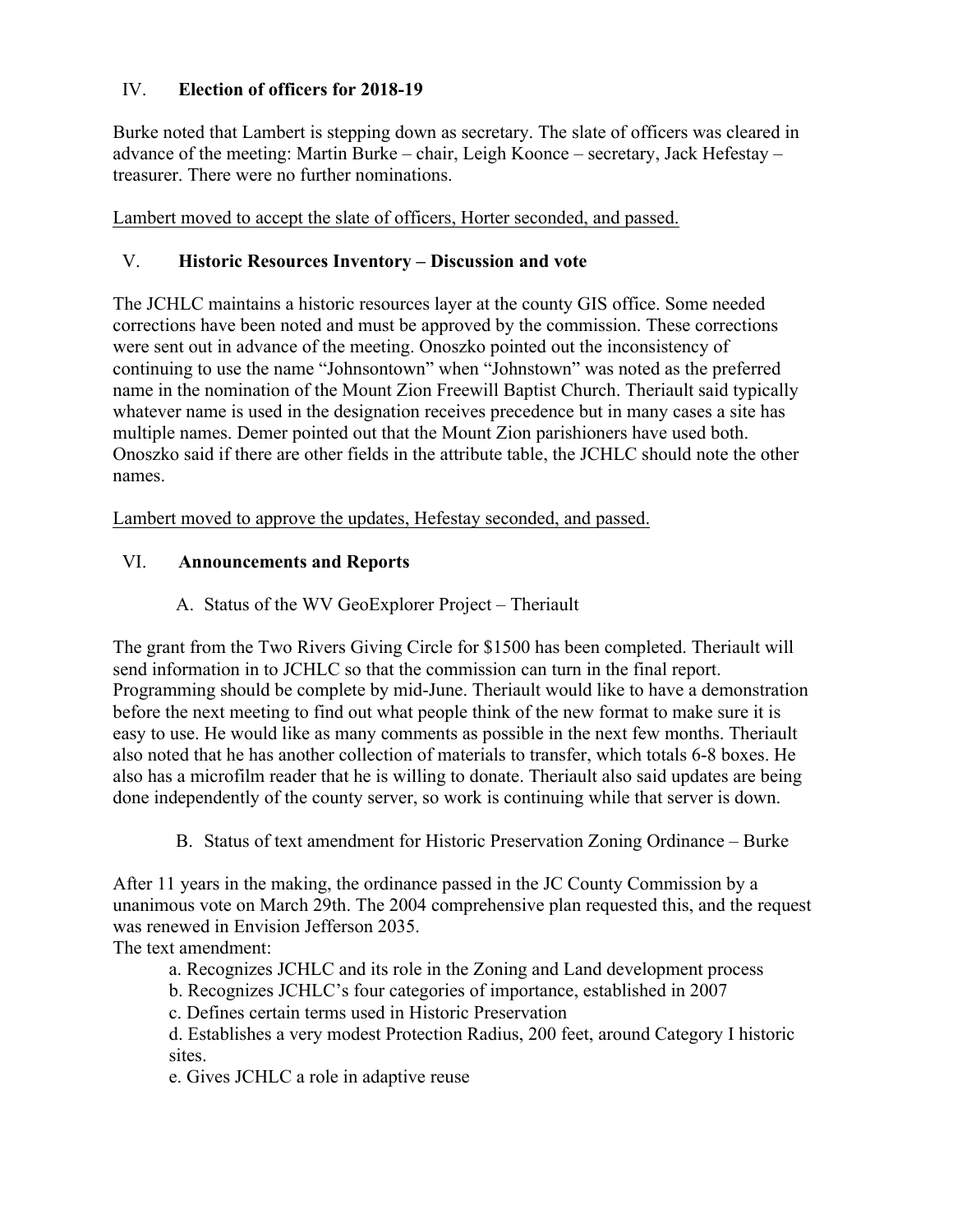## IV. Election of officers for 2018-19

Burke noted that Lambert is stepping down as secretary. The slate of officers was cleared in advance of the meeting: Martin Burke – chair, Leigh Koonce – secretary, Jack Hefestay – treasurer. There were no further nominations.

<u>Lambert moved to accept the slate of officers, Horter seconded, and passed.</u>

## V. Historic Resources Inventory – Discussion and vote

The JCHLC maintains a historic resources layer at the county GIS office. Some needed corrections have been noted and must be approved by the commission. These corrections were sent out in advance of the meeting. Onoszko pointed out the inconsistency of continuing to use the name "Johnsontown" when "Johnstown" was noted as the preferred name in the nomination of the Mount Zion Freewill Baptist Church. Theriault said typically whatever name is used in the designation receives precedence but in many cases a site has multiple names. Demer pointed out that the Mount Zion parishioners have used both. Onoszko said if there are other fields in the attribute table, the JCHLC should note the other names.

<u>Lambert moved to approve the updates, Hefestay seconded, and passed.</u>

## VI. Announcements and Reports

### A. Status of the WV GeoExplorer Project – Theriault

The grant from the Two Rivers Giving Circle for $1500 has been completed. Theriault will send information in to JCHLC so that the commission can turn in the final report. Programming should be complete by mid-June. Theriault would like to have a demonstration before the next meeting to find out what people think of the new format to make sure it is easy to use. He would like as many comments as possible in the next few months. Theriault also noted that he has another collection of materials to transfer, which totals 6-8 boxes. He also has a microfilm reader that he is willing to donate. Theriault also said updates are being done independently of the county server, so work is continuing while that server is down.

### B. Status of text amendment for Historic Preservation Zoning Ordinance – Burke

After 11 years in the making, the ordinance passed in the JC County Commission by a unanimous vote on March 29th. The 2004 comprehensive plan requested this, and the request was renewed in Envision Jefferson 2035.

The text amendment:

a. Recognizes JCHLC and its role in the Zoning and Land development process
b. Recognizes JCHLC's four categories of importance, established in 2007
c. Defines certain terms used in Historic Preservation
d. Establishes a very modest Protection Radius, 200 feet, around Category I historic sites.
e. Gives JCHLC a role in adaptive reuse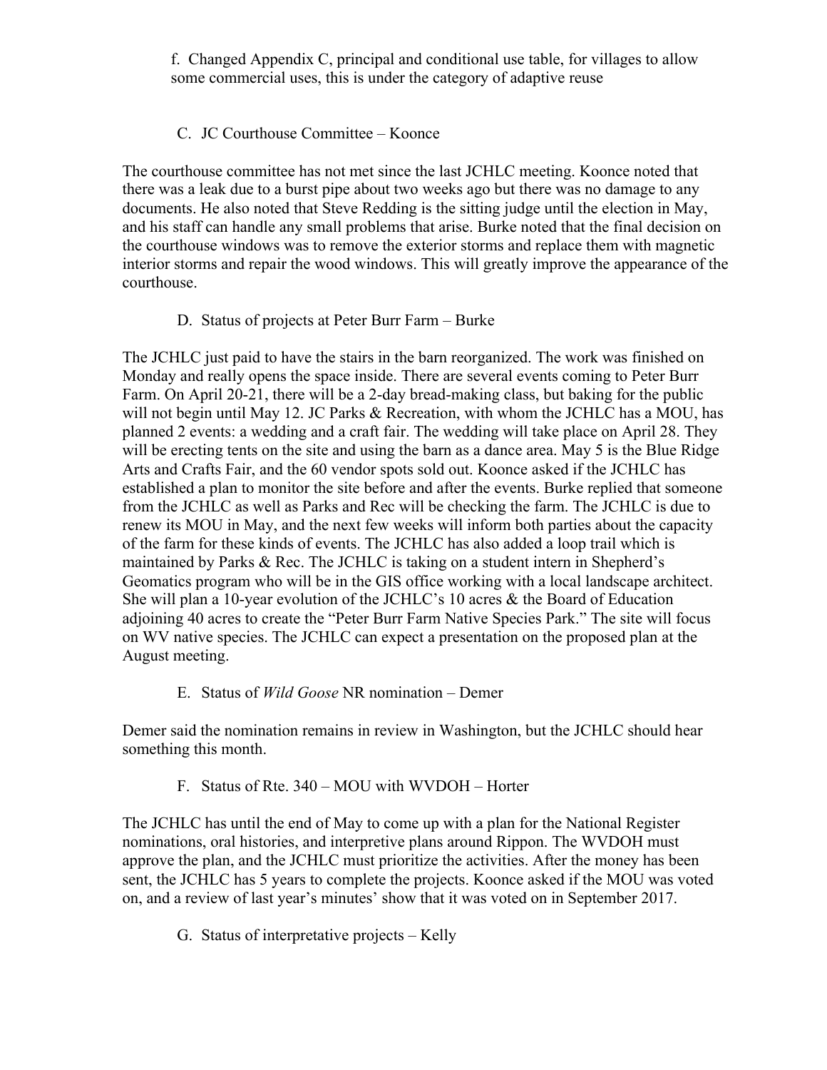f. Changed Appendix C, principal and conditional use table, for villages to allow some commercial uses, this is under the category of adaptive reuse

C. JC Courthouse Committee – Koonce

The courthouse committee has not met since the last JCHLC meeting. Koonce noted that there was a leak due to a burst pipe about two weeks ago but there was no damage to any documents. He also noted that Steve Redding is the sitting judge until the election in May, and his staff can handle any small problems that arise. Burke noted that the final decision on the courthouse windows was to remove the exterior storms and replace them with magnetic interior storms and repair the wood windows. This will greatly improve the appearance of the courthouse.

D. Status of projects at Peter Burr Farm – Burke

The JCHLC just paid to have the stairs in the barn reorganized. The work was finished on Monday and really opens the space inside. There are several events coming to Peter Burr Farm. On April 20-21, there will be a 2-day bread-making class, but baking for the public will not begin until May 12. JC Parks & Recreation, with whom the JCHLC has a MOU, has planned 2 events: a wedding and a craft fair. The wedding will take place on April 28. They will be erecting tents on the site and using the barn as a dance area. May 5 is the Blue Ridge Arts and Crafts Fair, and the 60 vendor spots sold out. Koonce asked if the JCHLC has established a plan to monitor the site before and after the events. Burke replied that someone from the JCHLC as well as Parks and Rec will be checking the farm. The JCHLC is due to renew its MOU in May, and the next few weeks will inform both parties about the capacity of the farm for these kinds of events. The JCHLC has also added a loop trail which is maintained by Parks & Rec. The JCHLC is taking on a student intern in Shepherd's Geomatics program who will be in the GIS office working with a local landscape architect. She will plan a 10-year evolution of the JCHLC's 10 acres & the Board of Education adjoining 40 acres to create the "Peter Burr Farm Native Species Park." The site will focus on WV native species. The JCHLC can expect a presentation on the proposed plan at the August meeting.

E. Status of *Wild Goose* NR nomination – Demer

Demer said the nomination remains in review in Washington, but the JCHLC should hear something this month.

F. Status of Rte. 340 – MOU with WVDOH – Horter

The JCHLC has until the end of May to come up with a plan for the National Register nominations, oral histories, and interpretive plans around Rippon. The WVDOH must approve the plan, and the JCHLC must prioritize the activities. After the money has been sent, the JCHLC has 5 years to complete the projects. Koonce asked if the MOU was voted on, and a review of last year's minutes' show that it was voted on in September 2017.

G. Status of interpretative projects – Kelly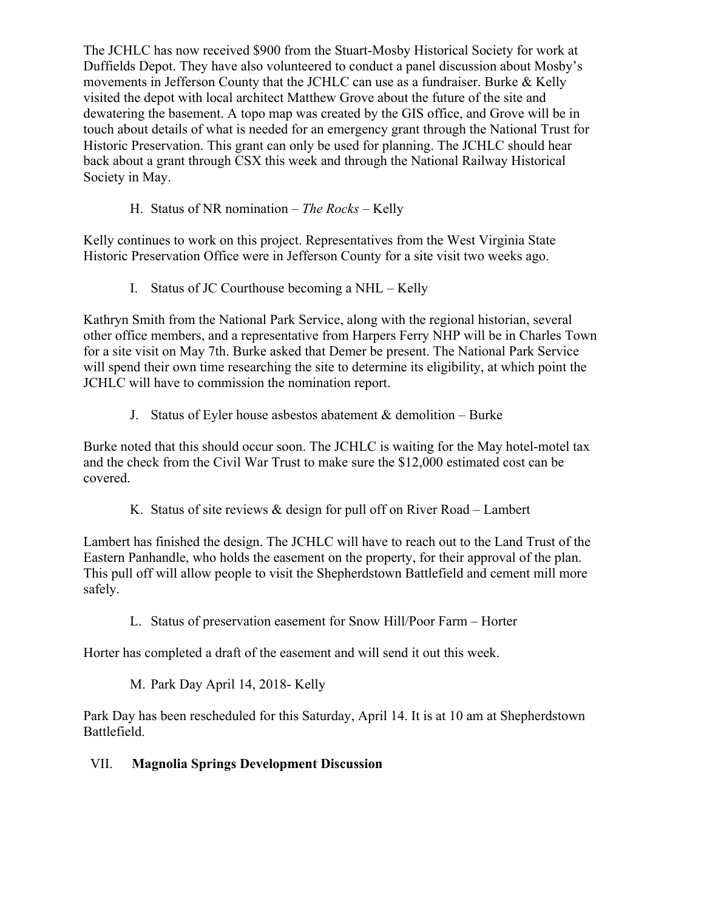The JCHLC has now received $900 from the Stuart-Mosby Historical Society for work at Duffields Depot. They have also volunteered to conduct a panel discussion about Mosby's movements in Jefferson County that the JCHLC can use as a fundraiser. Burke & Kelly visited the depot with local architect Matthew Grove about the future of the site and dewatering the basement. A topo map was created by the GIS office, and Grove will be in touch about details of what is needed for an emergency grant through the National Trust for Historic Preservation. This grant can only be used for planning. The JCHLC should hear back about a grant through CSX this week and through the National Railway Historical Society in May.

H. Status of NR nomination – *The Rocks* – Kelly

Kelly continues to work on this project. Representatives from the West Virginia State Historic Preservation Office were in Jefferson County for a site visit two weeks ago.

I. Status of JC Courthouse becoming a NHL – Kelly

Kathryn Smith from the National Park Service, along with the regional historian, several other office members, and a representative from Harpers Ferry NHP will be in Charles Town for a site visit on May 7th. Burke asked that Demer be present. The National Park Service will spend their own time researching the site to determine its eligibility, at which point the JCHLC will have to commission the nomination report.

J. Status of Eyler house asbestos abatement & demolition – Burke

Burke noted that this should occur soon. The JCHLC is waiting for the May hotel-motel tax and the check from the Civil War Trust to make sure the $12,000 estimated cost can be covered.

K. Status of site reviews & design for pull off on River Road – Lambert

Lambert has finished the design. The JCHLC will have to reach out to the Land Trust of the Eastern Panhandle, who holds the easement on the property, for their approval of the plan. This pull off will allow people to visit the Shepherdstown Battlefield and cement mill more safely.

L. Status of preservation easement for Snow Hill/Poor Farm – Horter

Horter has completed a draft of the easement and will send it out this week.

M. Park Day April 14, 2018- Kelly

Park Day has been rescheduled for this Saturday, April 14. It is at 10 am at Shepherdstown Battlefield.

VII. **Magnolia Springs Development Discussion**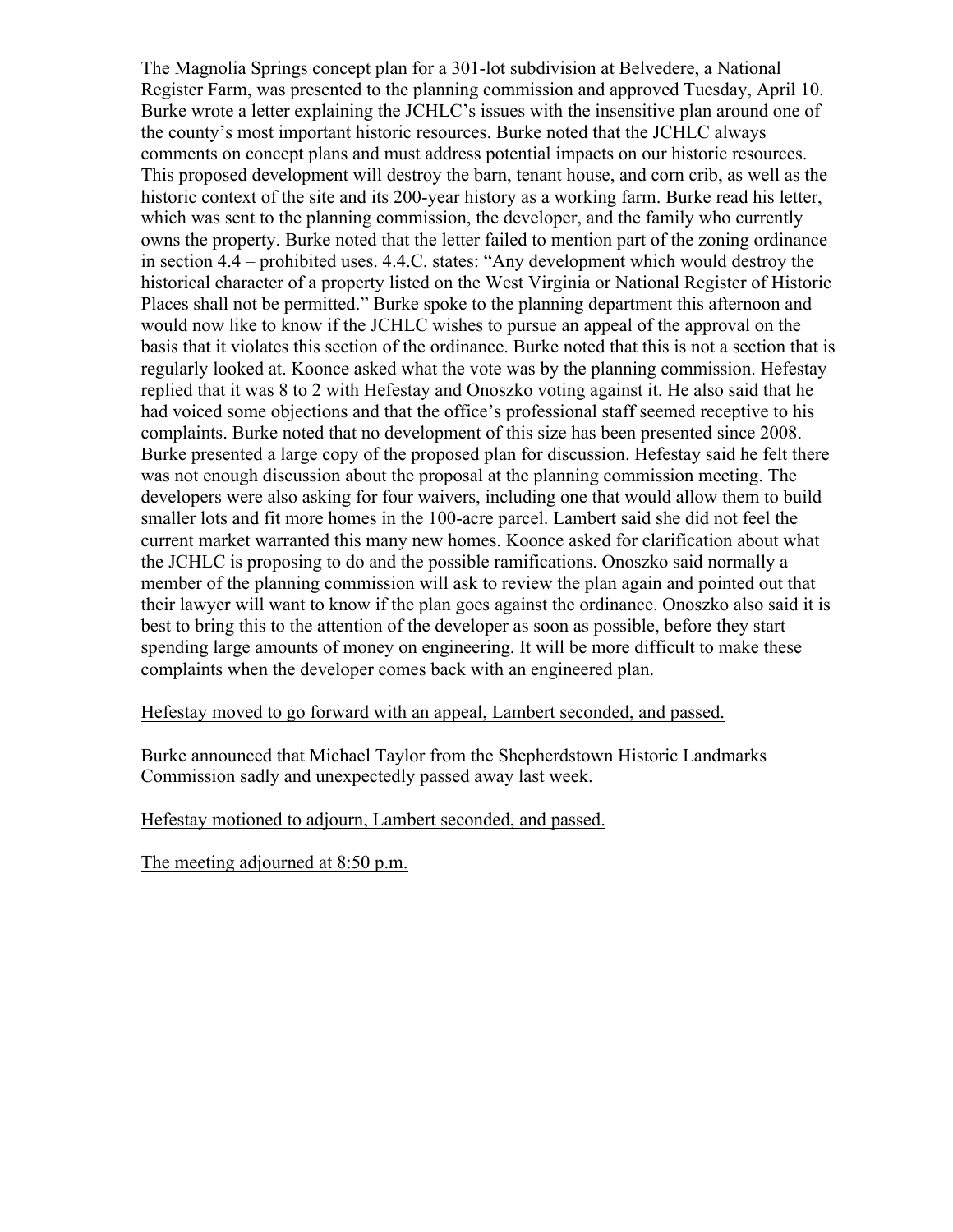The Magnolia Springs concept plan for a 301-lot subdivision at Belvedere, a National Register Farm, was presented to the planning commission and approved Tuesday, April 10. Burke wrote a letter explaining the JCHLC's issues with the insensitive plan around one of the county's most important historic resources. Burke noted that the JCHLC always comments on concept plans and must address potential impacts on our historic resources. This proposed development will destroy the barn, tenant house, and corn crib, as well as the historic context of the site and its 200-year history as a working farm. Burke read his letter, which was sent to the planning commission, the developer, and the family who currently owns the property. Burke noted that the letter failed to mention part of the zoning ordinance in section 4.4 – prohibited uses. 4.4.C. states: "Any development which would destroy the historical character of a property listed on the West Virginia or National Register of Historic Places shall not be permitted." Burke spoke to the planning department this afternoon and would now like to know if the JCHLC wishes to pursue an appeal of the approval on the basis that it violates this section of the ordinance. Burke noted that this is not a section that is regularly looked at. Koonce asked what the vote was by the planning commission. Hefestay replied that it was 8 to 2 with Hefestay and Onoszko voting against it. He also said that he had voiced some objections and that the office's professional staff seemed receptive to his complaints. Burke noted that no development of this size has been presented since 2008. Burke presented a large copy of the proposed plan for discussion. Hefestay said he felt there was not enough discussion about the proposal at the planning commission meeting. The developers were also asking for four waivers, including one that would allow them to build smaller lots and fit more homes in the 100-acre parcel. Lambert said she did not feel the current market warranted this many new homes. Koonce asked for clarification about what the JCHLC is proposing to do and the possible ramifications. Onoszko said normally a member of the planning commission will ask to review the plan again and pointed out that their lawyer will want to know if the plan goes against the ordinance. Onoszko also said it is best to bring this to the attention of the developer as soon as possible, before they start spending large amounts of money on engineering. It will be more difficult to make these complaints when the developer comes back with an engineered plan.

<u>Hefestay moved to go forward with an appeal, Lambert seconded, and passed.</u>

Burke announced that Michael Taylor from the Shepherdstown Historic Landmarks Commission sadly and unexpectedly passed away last week.

<u>Hefestay motioned to adjourn, Lambert seconded, and passed.</u>

<u>The meeting adjourned at 8:50 p.m.</u>